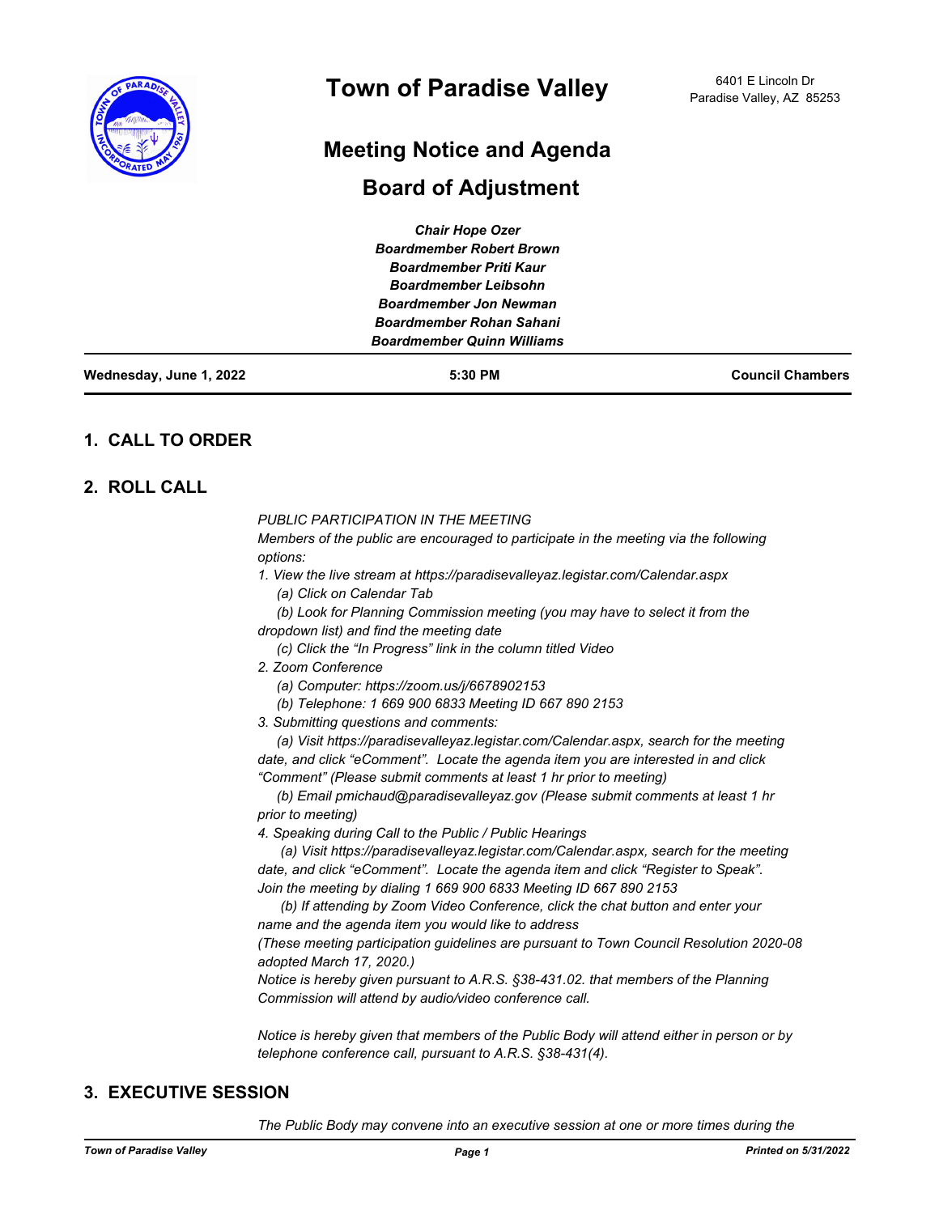# Town of Paradise Valley

6401 E Lincoln Dr
Paradise Valley, AZ 85253

## Meeting Notice and Agenda

## Board of Adjustment

***Chair Hope Ozer***
***Boardmember Robert Brown***
***Boardmember Priti Kaur***
***Boardmember Leibsohn***
***Boardmember Jon Newman***
***Boardmember Rohan Sahani***
***Boardmember Quinn Williams***

**Wednesday, June 1, 2022** — **5:30 PM** — **Council Chambers**

## 1. CALL TO ORDER

## 2. ROLL CALL

*PUBLIC PARTICIPATION IN THE MEETING*
*Members of the public are encouraged to participate in the meeting via the following options:*
*1. View the live stream at https://paradisevalleyaz.legistar.com/Calendar.aspx*
*(a) Click on Calendar Tab*
*(b) Look for Planning Commission meeting (you may have to select it from the dropdown list) and find the meeting date*
*(c) Click the "In Progress" link in the column titled Video*
*2. Zoom Conference*
*(a) Computer: https://zoom.us/j/6678902153*
*(b) Telephone: 1 669 900 6833 Meeting ID 667 890 2153*
*3. Submitting questions and comments:*
*(a) Visit https://paradisevalleyaz.legistar.com/Calendar.aspx, search for the meeting date, and click "eComment". Locate the agenda item you are interested in and click "Comment" (Please submit comments at least 1 hr prior to meeting)*
*(b) Email pmichaud@paradisevalleyaz.gov (Please submit comments at least 1 hr prior to meeting)*
*4. Speaking during Call to the Public / Public Hearings*
*(a) Visit https://paradisevalleyaz.legistar.com/Calendar.aspx, search for the meeting date, and click "eComment". Locate the agenda item and click "Register to Speak". Join the meeting by dialing 1 669 900 6833 Meeting ID 667 890 2153*
*(b) If attending by Zoom Video Conference, click the chat button and enter your name and the agenda item you would like to address*
*(These meeting participation guidelines are pursuant to Town Council Resolution 2020-08 adopted March 17, 2020.)*
*Notice is hereby given pursuant to A.R.S. §38-431.02. that members of the Planning Commission will attend by audio/video conference call.*

*Notice is hereby given that members of the Public Body will attend either in person or by telephone conference call, pursuant to A.R.S. §38-431(4).*

## 3. EXECUTIVE SESSION

*The Public Body may convene into an executive session at one or more times during the*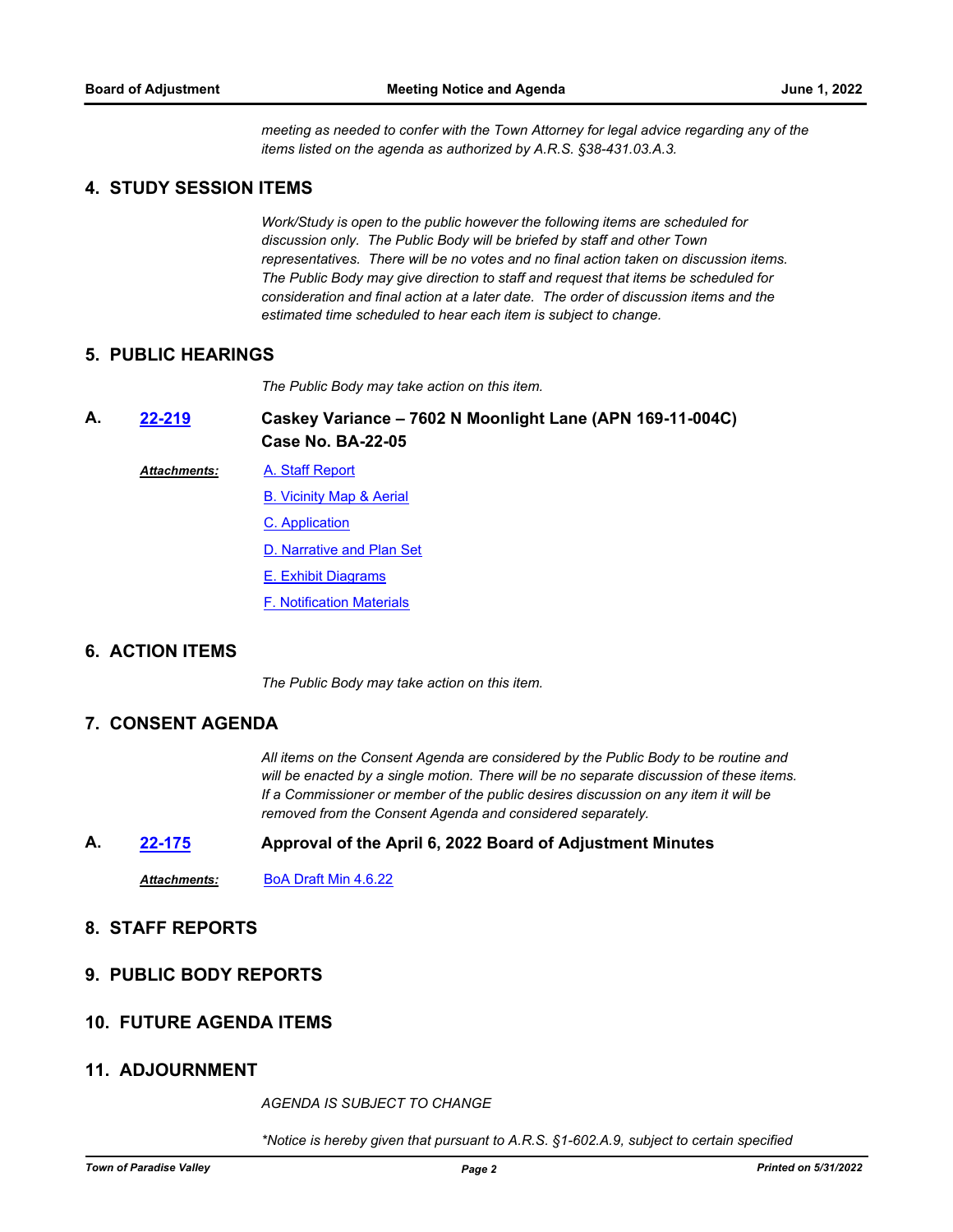*meeting as needed to confer with the Town Attorney for legal advice regarding any of the items listed on the agenda as authorized by A.R.S. §38-431.03.A.3.*

## 4. STUDY SESSION ITEMS

*Work/Study is open to the public however the following items are scheduled for discussion only. The Public Body will be briefed by staff and other Town representatives. There will be no votes and no final action taken on discussion items. The Public Body may give direction to staff and request that items be scheduled for consideration and final action at a later date. The order of discussion items and the estimated time scheduled to hear each item is subject to change.*

## 5. PUBLIC HEARINGS

*The Public Body may take action on this item.*

**A.** **22-219** **Caskey Variance – 7602 N Moonlight Lane (APN 169-11-004C) Case No. BA-22-05**

***Attachments:***
- A. Staff Report
- B. Vicinity Map & Aerial
- C. Application
- D. Narrative and Plan Set
- E. Exhibit Diagrams
- F. Notification Materials

## 6. ACTION ITEMS

*The Public Body may take action on this item.*

## 7. CONSENT AGENDA

*All items on the Consent Agenda are considered by the Public Body to be routine and will be enacted by a single motion. There will be no separate discussion of these items. If a Commissioner or member of the public desires discussion on any item it will be removed from the Consent Agenda and considered separately.*

**A.** **22-175** **Approval of the April 6, 2022 Board of Adjustment Minutes**

***Attachments:*** BoA Draft Min 4.6.22

## 8. STAFF REPORTS

## 9. PUBLIC BODY REPORTS

## 10. FUTURE AGENDA ITEMS

## 11. ADJOURNMENT

*AGENDA IS SUBJECT TO CHANGE*

*\*Notice is hereby given that pursuant to A.R.S. §1-602.A.9, subject to certain specified*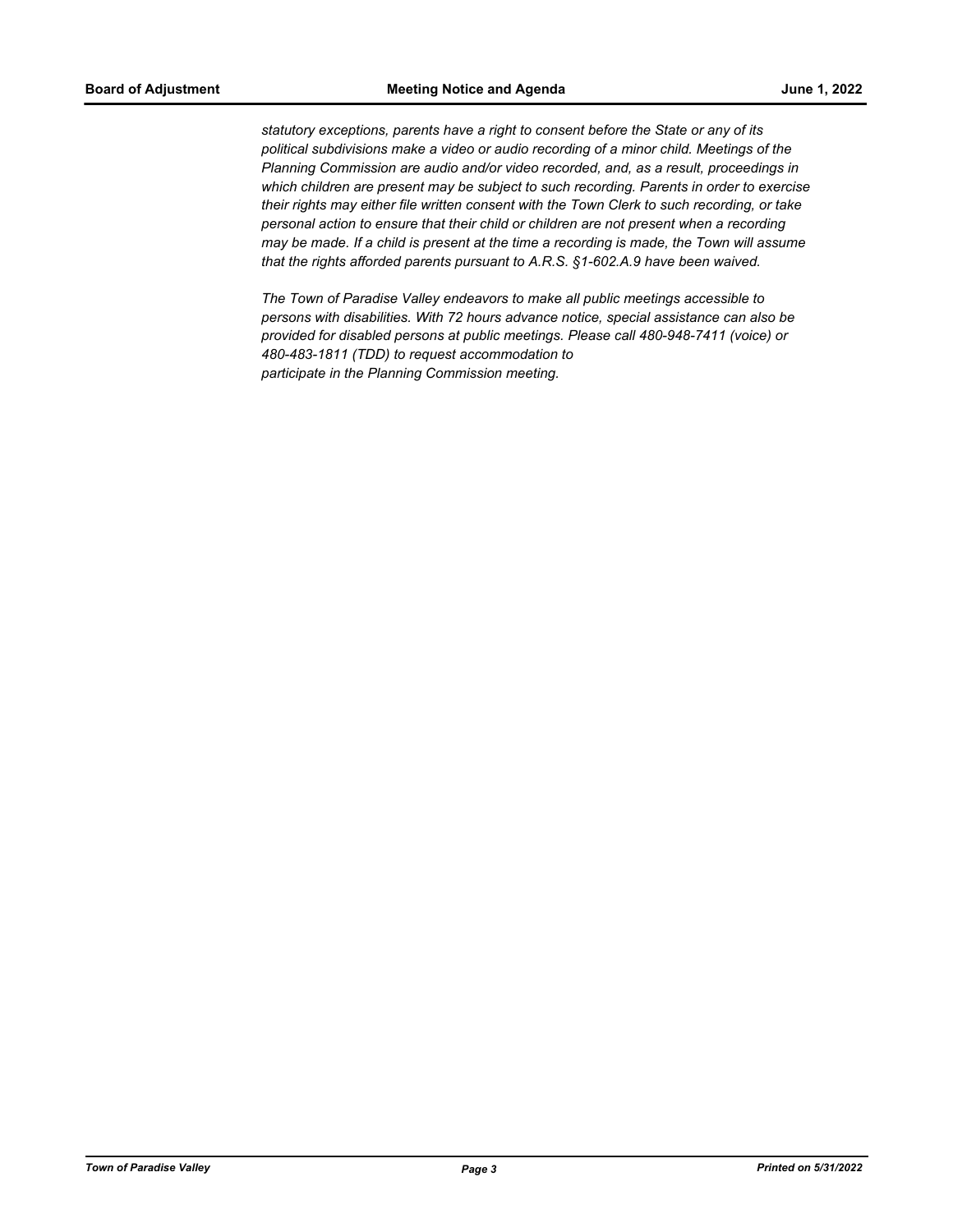*statutory exceptions, parents have a right to consent before the State or any of its political subdivisions make a video or audio recording of a minor child. Meetings of the Planning Commission are audio and/or video recorded, and, as a result, proceedings in which children are present may be subject to such recording. Parents in order to exercise their rights may either file written consent with the Town Clerk to such recording, or take personal action to ensure that their child or children are not present when a recording may be made. If a child is present at the time a recording is made, the Town will assume that the rights afforded parents pursuant to A.R.S. §1-602.A.9 have been waived.*

*The Town of Paradise Valley endeavors to make all public meetings accessible to persons with disabilities. With 72 hours advance notice, special assistance can also be provided for disabled persons at public meetings. Please call 480-948-7411 (voice) or 480-483-1811 (TDD) to request accommodation to participate in the Planning Commission meeting.*